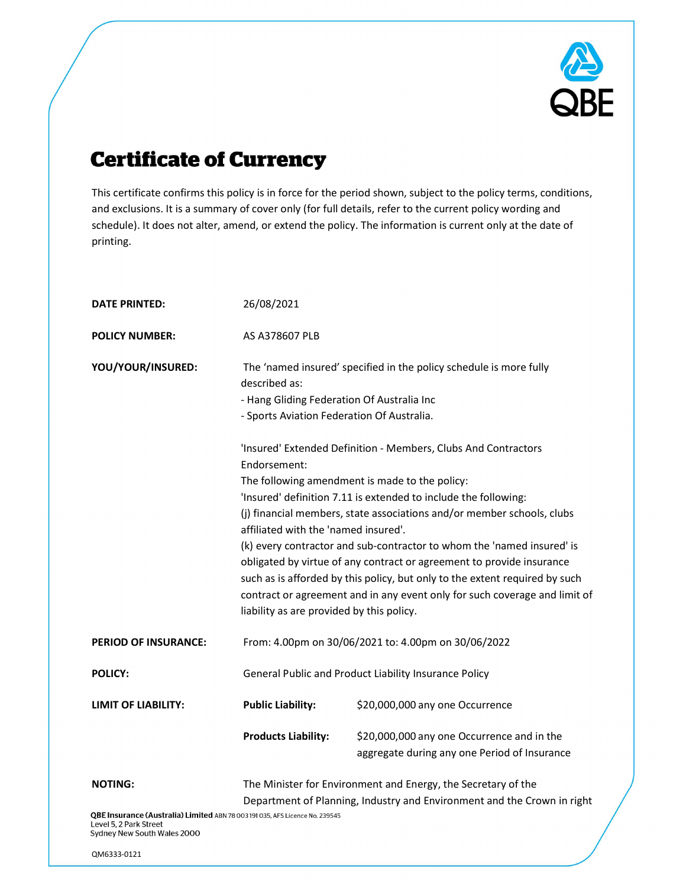QBE

# Certificate of Currency

This certificate confirms this policy is in force for the period shown, subject to the policy terms, conditions, and exclusions. It is a summary of cover only (for full details, refer to the current policy wording and schedule). It does not alter, amend, or extend the policy. The information is current only at the date of printing.

**DATE PRINTED:** 26/08/2021

**POLICY NUMBER:** AS A378607 PLB

**YOU/YOUR/INSURED:** The 'named insured' specified in the policy schedule is more fully described as:
- Hang Gliding Federation Of Australia Inc
- Sports Aviation Federation Of Australia.

'Insured' Extended Definition - Members, Clubs And Contractors Endorsement:
The following amendment is made to the policy:
'Insured' definition 7.11 is extended to include the following:
(j) financial members, state associations and/or member schools, clubs affiliated with the 'named insured'.
(k) every contractor and sub-contractor to whom the 'named insured' is obligated by virtue of any contract or agreement to provide insurance such as is afforded by this policy, but only to the extent required by such contract or agreement and in any event only for such coverage and limit of liability as are provided by this policy.

**PERIOD OF INSURANCE:** From: 4.00pm on 30/06/2021 to: 4.00pm on 30/06/2022

**POLICY:** General Public and Product Liability Insurance Policy

**LIMIT OF LIABILITY:**

**Public Liability:** $20,000,000 any one Occurrence

**Products Liability:** $20,000,000 any one Occurrence and in the aggregate during any one Period of Insurance

**NOTING:** The Minister for Environment and Energy, the Secretary of the Department of Planning, Industry and Environment and the Crown in right

**QBE Insurance (Australia) Limited** ABN 78 003 191 035, AFS Licence No. 239545
Level 5, 2 Park Street
Sydney New South Wales 2000

QM6333-0121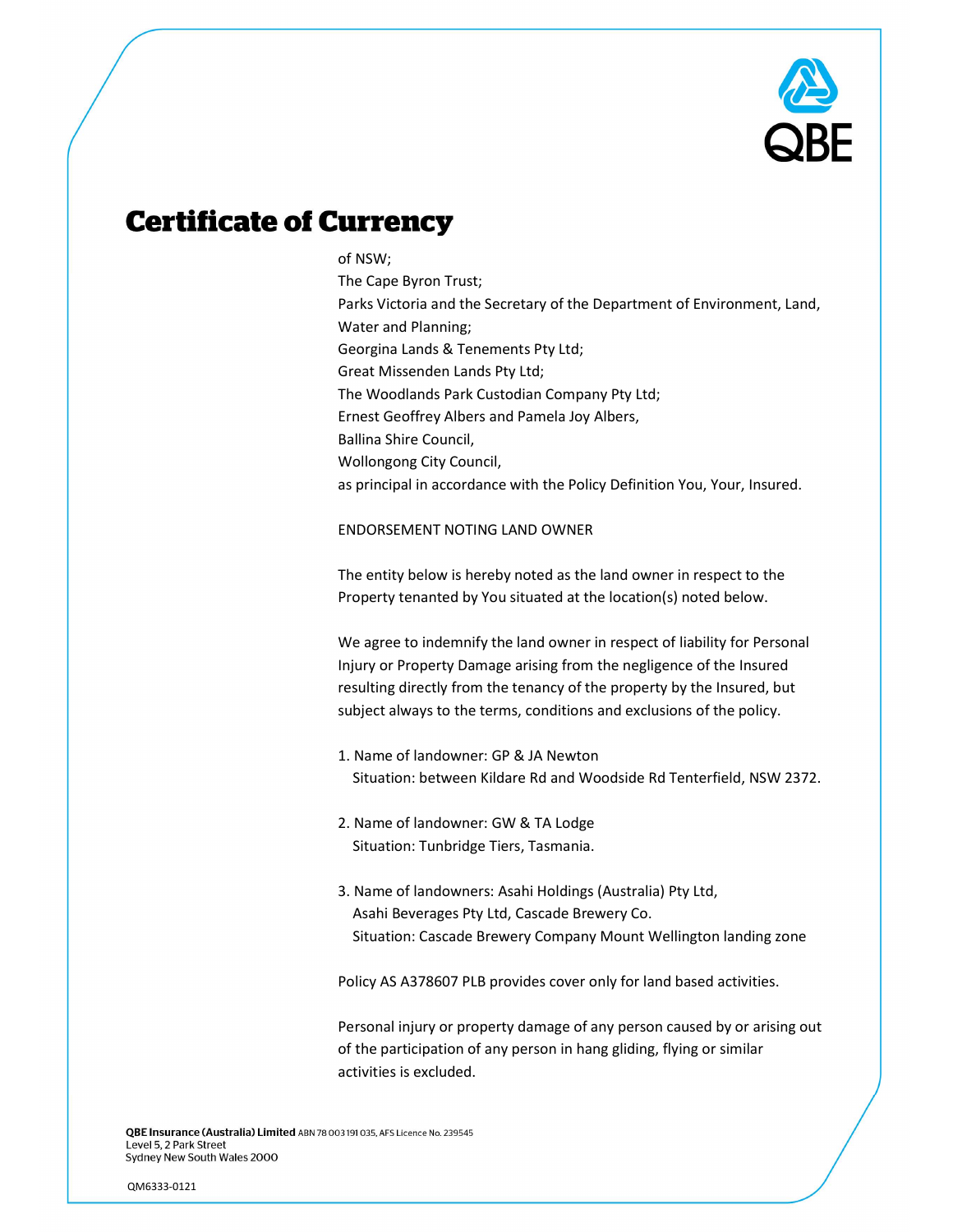# Certificate of Currency

of NSW;
The Cape Byron Trust;
Parks Victoria and the Secretary of the Department of Environment, Land, Water and Planning;
Georgina Lands & Tenements Pty Ltd;
Great Missenden Lands Pty Ltd;
The Woodlands Park Custodian Company Pty Ltd;
Ernest Geoffrey Albers and Pamela Joy Albers,
Ballina Shire Council,
Wollongong City Council,
as principal in accordance with the Policy Definition You, Your, Insured.

ENDORSEMENT NOTING LAND OWNER

The entity below is hereby noted as the land owner in respect to the Property tenanted by You situated at the location(s) noted below.

We agree to indemnify the land owner in respect of liability for Personal Injury or Property Damage arising from the negligence of the Insured resulting directly from the tenancy of the property by the Insured, but subject always to the terms, conditions and exclusions of the policy.

1. Name of landowner: GP & JA Newton
   Situation: between Kildare Rd and Woodside Rd Tenterfield, NSW 2372.

2. Name of landowner: GW & TA Lodge
   Situation: Tunbridge Tiers, Tasmania.

3. Name of landowners: Asahi Holdings (Australia) Pty Ltd, Asahi Beverages Pty Ltd, Cascade Brewery Co.
   Situation: Cascade Brewery Company Mount Wellington landing zone

Policy AS A378607 PLB provides cover only for land based activities.

Personal injury or property damage of any person caused by or arising out of the participation of any person in hang gliding, flying or similar activities is excluded.

**QBE Insurance (Australia) Limited** ABN 78 003 191 035, AFS Licence No. 239545
Level 5, 2 Park Street
Sydney New South Wales 2000

QM6333-0121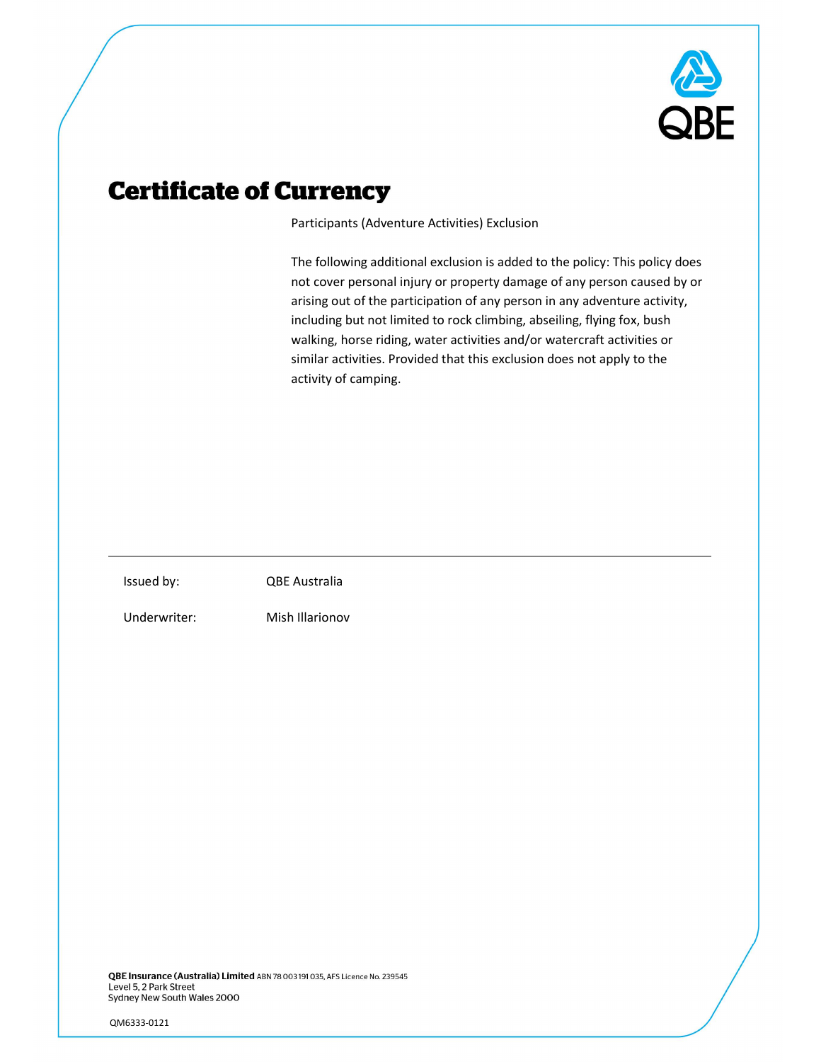# Certificate of Currency

Participants (Adventure Activities) Exclusion

The following additional exclusion is added to the policy: This policy does not cover personal injury or property damage of any person caused by or arising out of the participation of any person in any adventure activity, including but not limited to rock climbing, abseiling, flying fox, bush walking, horse riding, water activities and/or watercraft activities or similar activities. Provided that this exclusion does not apply to the activity of camping.

---

| | |
|---|---|
| Issued by: | QBE Australia |
| Underwriter: | Mish Illarionov |

**QBE Insurance (Australia) Limited** ABN 78 003 191 035, AFS Licence No. 239545
Level 5, 2 Park Street
Sydney New South Wales 2000

QM6333-0121